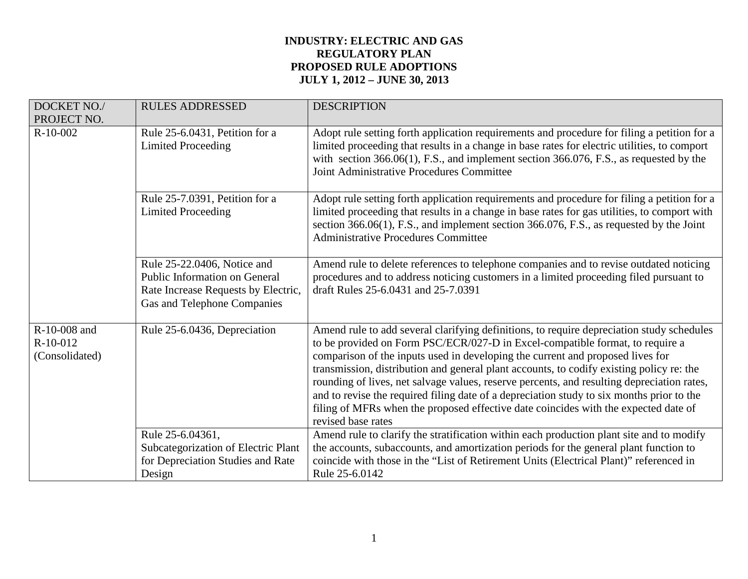**INDUSTRY: ELECTRIC AND GAS**
**REGULATORY PLAN**
**PROPOSED RULE ADOPTIONS**
**JULY 1, 2012 – JUNE 30, 2013**

| DOCKET NO./ PROJECT NO. | RULES ADDRESSED | DESCRIPTION |
|---|---|---|
| R-10-002 | Rule 25-6.0431, Petition for a Limited Proceeding | Adopt rule setting forth application requirements and procedure for filing a petition for a limited proceeding that results in a change in base rates for electric utilities, to comport with section 366.06(1), F.S., and implement section 366.076, F.S., as requested by the Joint Administrative Procedures Committee |
| | Rule 25-7.0391, Petition for a Limited Proceeding | Adopt rule setting forth application requirements and procedure for filing a petition for a limited proceeding that results in a change in base rates for gas utilities, to comport with section 366.06(1), F.S., and implement section 366.076, F.S., as requested by the Joint Administrative Procedures Committee |
| | Rule 25-22.0406, Notice and Public Information on General Rate Increase Requests by Electric, Gas and Telephone Companies | Amend rule to delete references to telephone companies and to revise outdated noticing procedures and to address noticing customers in a limited proceeding filed pursuant to draft Rules 25-6.0431 and 25-7.0391 |
| R-10-008 and R-10-012 (Consolidated) | Rule 25-6.0436, Depreciation | Amend rule to add several clarifying definitions, to require depreciation study schedules to be provided on Form PSC/ECR/027-D in Excel-compatible format, to require a comparison of the inputs used in developing the current and proposed lives for transmission, distribution and general plant accounts, to codify existing policy re: the rounding of lives, net salvage values, reserve percents, and resulting depreciation rates, and to revise the required filing date of a depreciation study to six months prior to the filing of MFRs when the proposed effective date coincides with the expected date of revised base rates |
| | Rule 25-6.04361, Subcategorization of Electric Plant for Depreciation Studies and Rate Design | Amend rule to clarify the stratification within each production plant site and to modify the accounts, subaccounts, and amortization periods for the general plant function to coincide with those in the "List of Retirement Units (Electrical Plant)" referenced in Rule 25-6.0142 |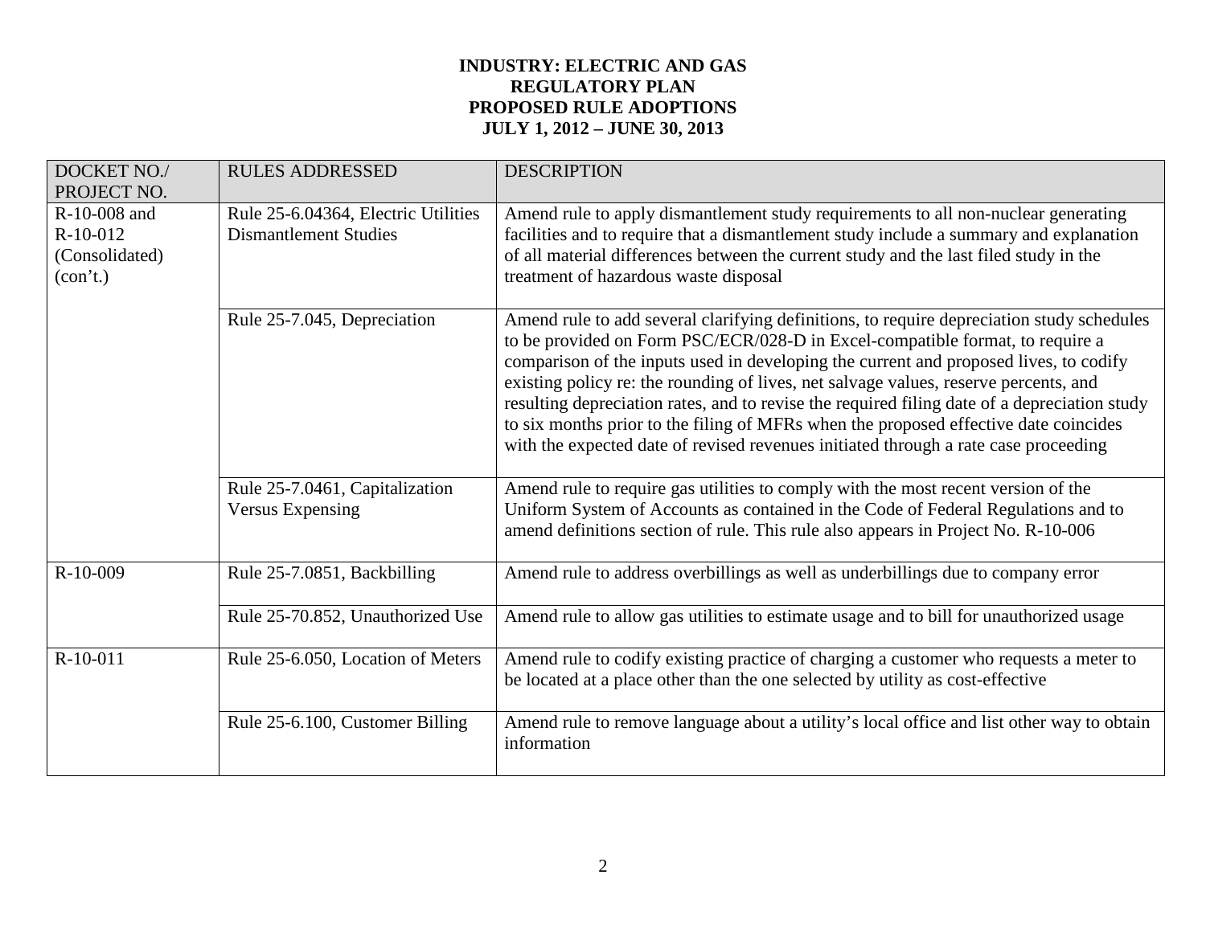**INDUSTRY: ELECTRIC AND GAS**
**REGULATORY PLAN**
**PROPOSED RULE ADOPTIONS**
**JULY 1, 2012 – JUNE 30, 2013**

| DOCKET NO./ PROJECT NO. | RULES ADDRESSED | DESCRIPTION |
|---|---|---|
| R-10-008 and R-10-012 (Consolidated) (con't.) | Rule 25-6.04364, Electric Utilities Dismantlement Studies | Amend rule to apply dismantlement study requirements to all non-nuclear generating facilities and to require that a dismantlement study include a summary and explanation of all material differences between the current study and the last filed study in the treatment of hazardous waste disposal |
| | Rule 25-7.045, Depreciation | Amend rule to add several clarifying definitions, to require depreciation study schedules to be provided on Form PSC/ECR/028-D in Excel-compatible format, to require a comparison of the inputs used in developing the current and proposed lives, to codify existing policy re: the rounding of lives, net salvage values, reserve percents, and resulting depreciation rates, and to revise the required filing date of a depreciation study to six months prior to the filing of MFRs when the proposed effective date coincides with the expected date of revised revenues initiated through a rate case proceeding |
| | Rule 25-7.0461, Capitalization Versus Expensing | Amend rule to require gas utilities to comply with the most recent version of the Uniform System of Accounts as contained in the Code of Federal Regulations and to amend definitions section of rule. This rule also appears in Project No. R-10-006 |
| R-10-009 | Rule 25-7.0851, Backbilling | Amend rule to address overbillings as well as underbillings due to company error |
| | Rule 25-70.852, Unauthorized Use | Amend rule to allow gas utilities to estimate usage and to bill for unauthorized usage |
| R-10-011 | Rule 25-6.050, Location of Meters | Amend rule to codify existing practice of charging a customer who requests a meter to be located at a place other than the one selected by utility as cost-effective |
| | Rule 25-6.100, Customer Billing | Amend rule to remove language about a utility's local office and list other way to obtain information |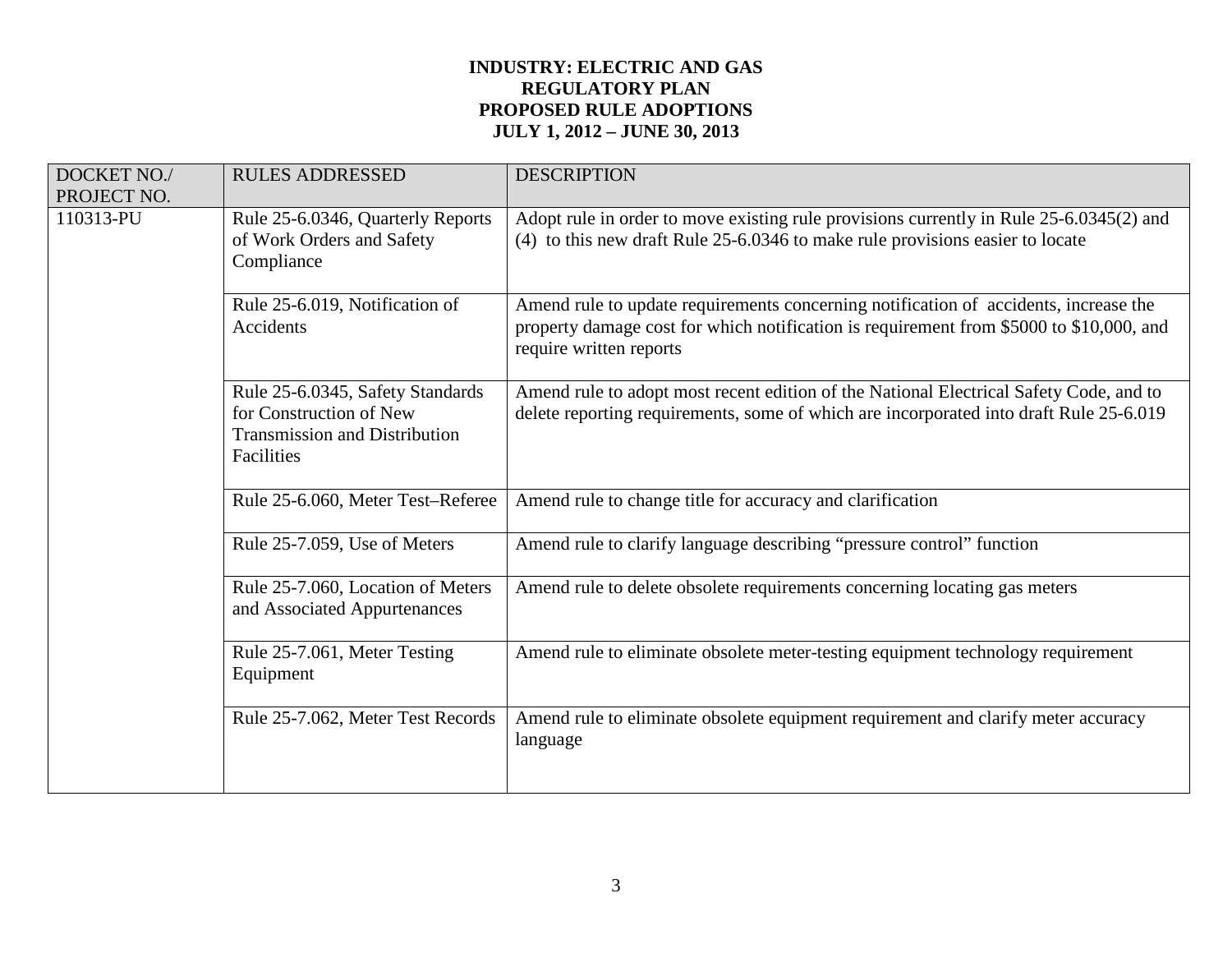**INDUSTRY: ELECTRIC AND GAS**
**REGULATORY PLAN**
**PROPOSED RULE ADOPTIONS**
**JULY 1, 2012 – JUNE 30, 2013**

| DOCKET NO./ PROJECT NO. | RULES ADDRESSED | DESCRIPTION |
|---|---|---|
| 110313-PU | Rule 25-6.0346, Quarterly Reports of Work Orders and Safety Compliance | Adopt rule in order to move existing rule provisions currently in Rule 25-6.0345(2) and (4) to this new draft Rule 25-6.0346 to make rule provisions easier to locate |
| | Rule 25-6.019, Notification of Accidents | Amend rule to update requirements concerning notification of accidents, increase the property damage cost for which notification is requirement from $5000 to $10,000, and require written reports |
| | Rule 25-6.0345, Safety Standards for Construction of New Transmission and Distribution Facilities | Amend rule to adopt most recent edition of the National Electrical Safety Code, and to delete reporting requirements, some of which are incorporated into draft Rule 25-6.019 |
| | Rule 25-6.060, Meter Test–Referee | Amend rule to change title for accuracy and clarification |
| | Rule 25-7.059, Use of Meters | Amend rule to clarify language describing “pressure control” function |
| | Rule 25-7.060, Location of Meters and Associated Appurtenances | Amend rule to delete obsolete requirements concerning locating gas meters |
| | Rule 25-7.061, Meter Testing Equipment | Amend rule to eliminate obsolete meter-testing equipment technology requirement |
| | Rule 25-7.062, Meter Test Records | Amend rule to eliminate obsolete equipment requirement and clarify meter accuracy language |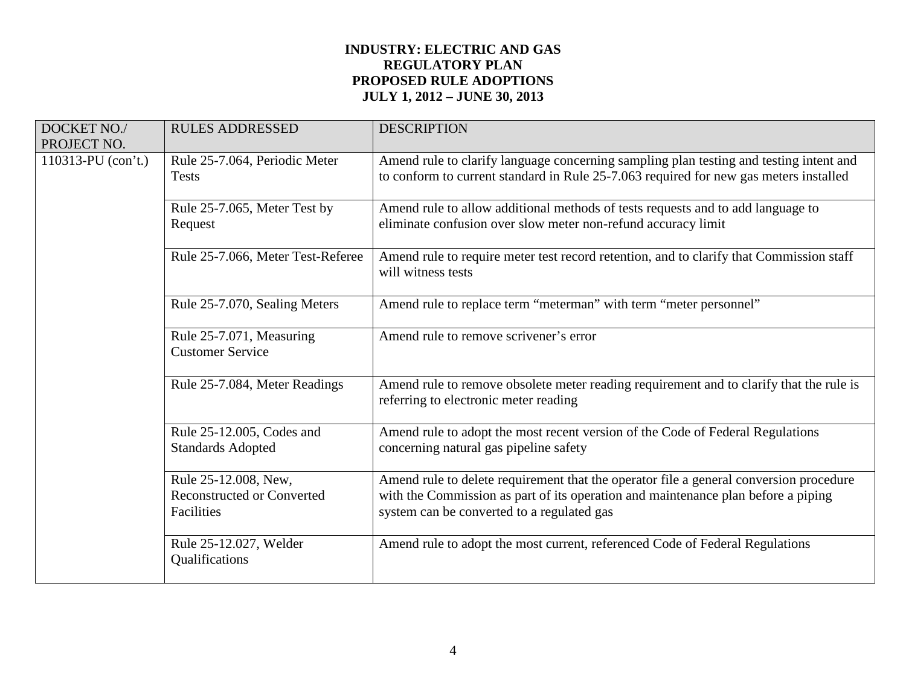**INDUSTRY: ELECTRIC AND GAS**
**REGULATORY PLAN**
**PROPOSED RULE ADOPTIONS**
**JULY 1, 2012 – JUNE 30, 2013**

| DOCKET NO./ PROJECT NO. | RULES ADDRESSED | DESCRIPTION |
|---|---|---|
| 110313-PU (con't.) | Rule 25-7.064, Periodic Meter Tests | Amend rule to clarify language concerning sampling plan testing and testing intent and to conform to current standard in Rule 25-7.063 required for new gas meters installed |
| | Rule 25-7.065, Meter Test by Request | Amend rule to allow additional methods of tests requests and to add language to eliminate confusion over slow meter non-refund accuracy limit |
| | Rule 25-7.066, Meter Test-Referee | Amend rule to require meter test record retention, and to clarify that Commission staff will witness tests |
| | Rule 25-7.070, Sealing Meters | Amend rule to replace term "meterman" with term "meter personnel" |
| | Rule 25-7.071, Measuring Customer Service | Amend rule to remove scrivener's error |
| | Rule 25-7.084, Meter Readings | Amend rule to remove obsolete meter reading requirement and to clarify that the rule is referring to electronic meter reading |
| | Rule 25-12.005, Codes and Standards Adopted | Amend rule to adopt the most recent version of the Code of Federal Regulations concerning natural gas pipeline safety |
| | Rule 25-12.008, New, Reconstructed or Converted Facilities | Amend rule to delete requirement that the operator file a general conversion procedure with the Commission as part of its operation and maintenance plan before a piping system can be converted to a regulated gas |
| | Rule 25-12.027, Welder Qualifications | Amend rule to adopt the most current, referenced Code of Federal Regulations |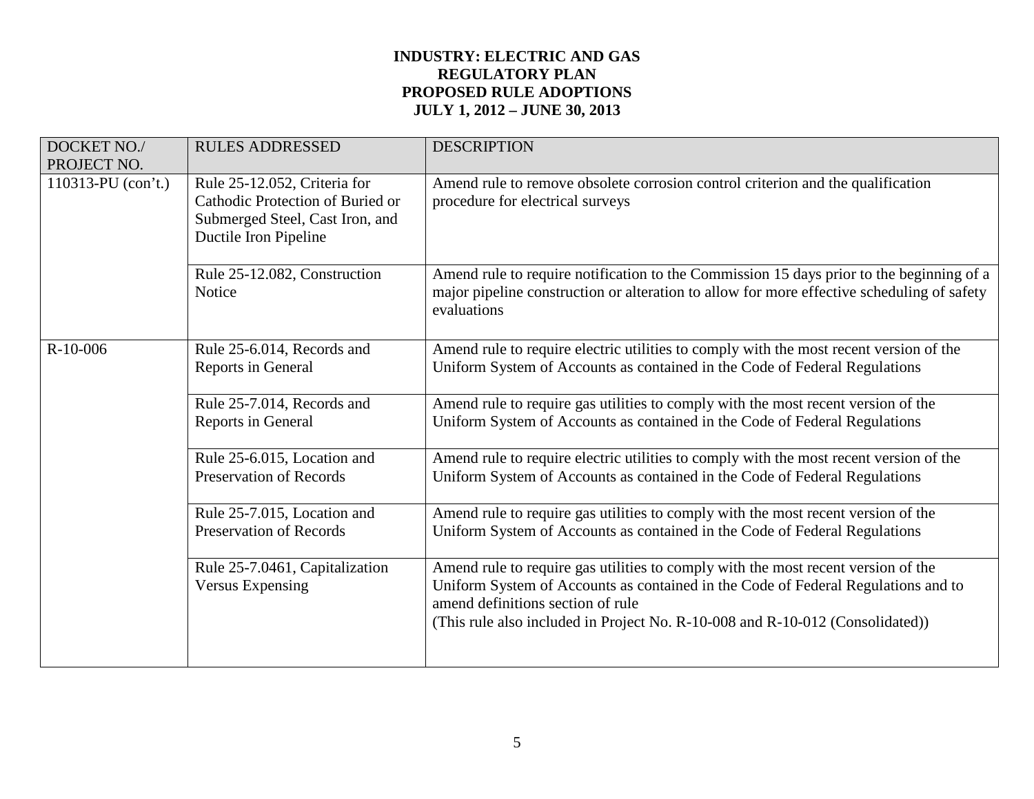**INDUSTRY: ELECTRIC AND GAS**
**REGULATORY PLAN**
**PROPOSED RULE ADOPTIONS**
**JULY 1, 2012 – JUNE 30, 2013**

| DOCKET NO./ PROJECT NO. | RULES ADDRESSED | DESCRIPTION |
|---|---|---|
| 110313-PU (con't.) | Rule 25-12.052, Criteria for Cathodic Protection of Buried or Submerged Steel, Cast Iron, and Ductile Iron Pipeline | Amend rule to remove obsolete corrosion control criterion and the qualification procedure for electrical surveys |
| | Rule 25-12.082, Construction Notice | Amend rule to require notification to the Commission 15 days prior to the beginning of a major pipeline construction or alteration to allow for more effective scheduling of safety evaluations |
| R-10-006 | Rule 25-6.014, Records and Reports in General | Amend rule to require electric utilities to comply with the most recent version of the Uniform System of Accounts as contained in the Code of Federal Regulations |
| | Rule 25-7.014, Records and Reports in General | Amend rule to require gas utilities to comply with the most recent version of the Uniform System of Accounts as contained in the Code of Federal Regulations |
| | Rule 25-6.015, Location and Preservation of Records | Amend rule to require electric utilities to comply with the most recent version of the Uniform System of Accounts as contained in the Code of Federal Regulations |
| | Rule 25-7.015, Location and Preservation of Records | Amend rule to require gas utilities to comply with the most recent version of the Uniform System of Accounts as contained in the Code of Federal Regulations |
| | Rule 25-7.0461, Capitalization Versus Expensing | Amend rule to require gas utilities to comply with the most recent version of the Uniform System of Accounts as contained in the Code of Federal Regulations and to amend definitions section of rule (This rule also included in Project No. R-10-008 and R-10-012 (Consolidated)) |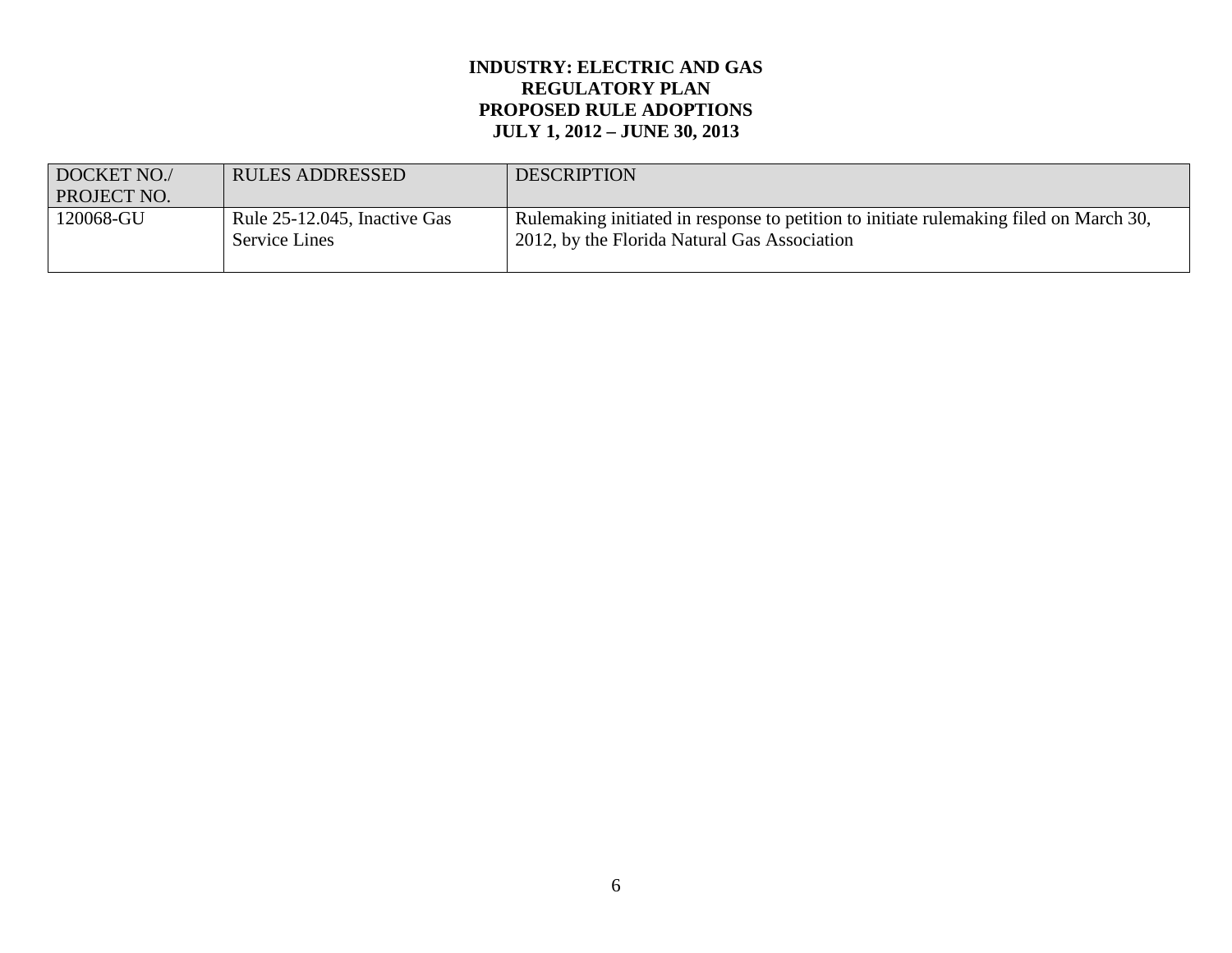**INDUSTRY: ELECTRIC AND GAS**
**REGULATORY PLAN**
**PROPOSED RULE ADOPTIONS**
**JULY 1, 2012 – JUNE 30, 2013**

| DOCKET NO./ PROJECT NO. | RULES ADDRESSED | DESCRIPTION |
|---|---|---|
| 120068-GU | Rule 25-12.045, Inactive Gas Service Lines | Rulemaking initiated in response to petition to initiate rulemaking filed on March 30, 2012, by the Florida Natural Gas Association |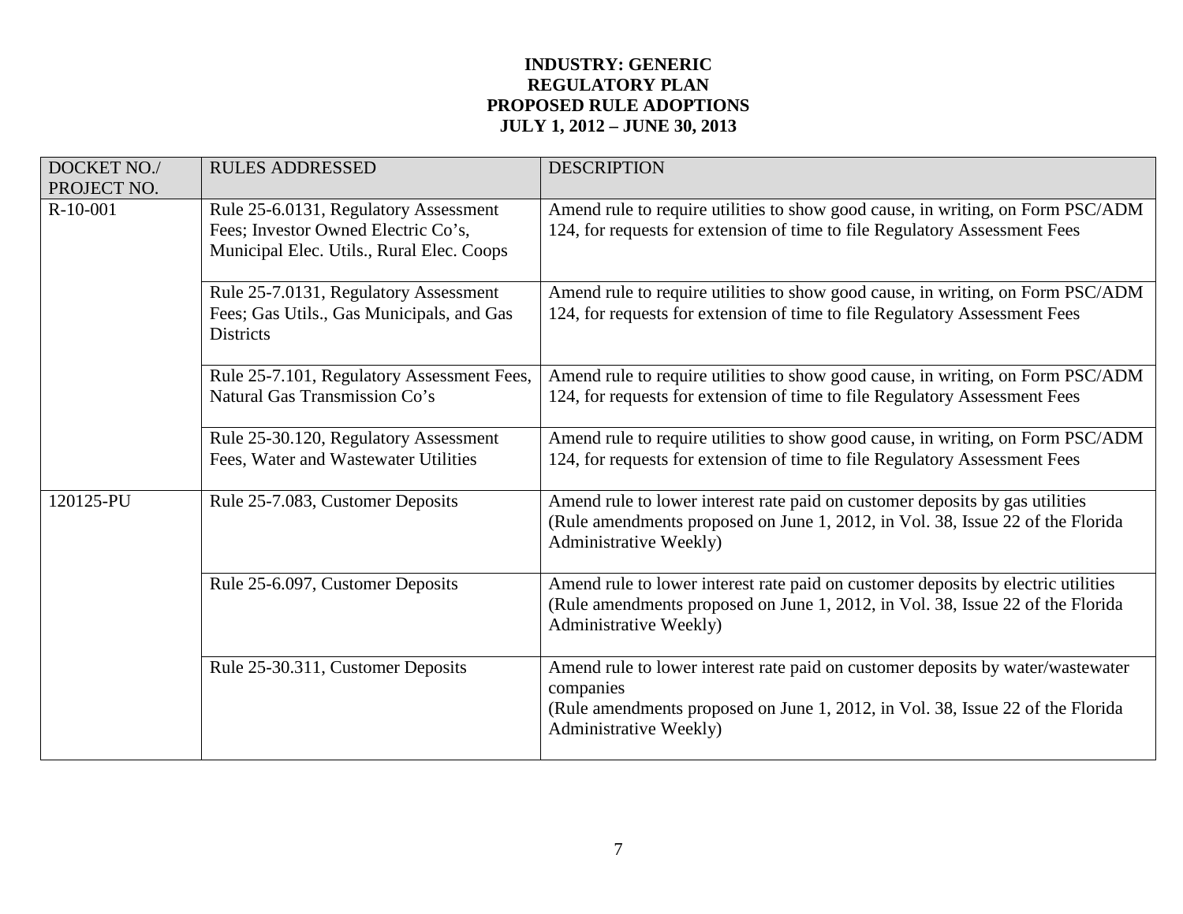**INDUSTRY: GENERIC**
**REGULATORY PLAN**
**PROPOSED RULE ADOPTIONS**
**JULY 1, 2012 – JUNE 30, 2013**

| DOCKET NO./ PROJECT NO. | RULES ADDRESSED | DESCRIPTION |
|---|---|---|
| R-10-001 | Rule 25-6.0131, Regulatory Assessment Fees; Investor Owned Electric Co's, Municipal Elec. Utils., Rural Elec. Coops | Amend rule to require utilities to show good cause, in writing, on Form PSC/ADM 124, for requests for extension of time to file Regulatory Assessment Fees |
| | Rule 25-7.0131, Regulatory Assessment Fees; Gas Utils., Gas Municipals, and Gas Districts | Amend rule to require utilities to show good cause, in writing, on Form PSC/ADM 124, for requests for extension of time to file Regulatory Assessment Fees |
| | Rule 25-7.101, Regulatory Assessment Fees, Natural Gas Transmission Co's | Amend rule to require utilities to show good cause, in writing, on Form PSC/ADM 124, for requests for extension of time to file Regulatory Assessment Fees |
| | Rule 25-30.120, Regulatory Assessment Fees, Water and Wastewater Utilities | Amend rule to require utilities to show good cause, in writing, on Form PSC/ADM 124, for requests for extension of time to file Regulatory Assessment Fees |
| 120125-PU | Rule 25-7.083, Customer Deposits | Amend rule to lower interest rate paid on customer deposits by gas utilities (Rule amendments proposed on June 1, 2012, in Vol. 38, Issue 22 of the Florida Administrative Weekly) |
| | Rule 25-6.097, Customer Deposits | Amend rule to lower interest rate paid on customer deposits by electric utilities (Rule amendments proposed on June 1, 2012, in Vol. 38, Issue 22 of the Florida Administrative Weekly) |
| | Rule 25-30.311, Customer Deposits | Amend rule to lower interest rate paid on customer deposits by water/wastewater companies (Rule amendments proposed on June 1, 2012, in Vol. 38, Issue 22 of the Florida Administrative Weekly) |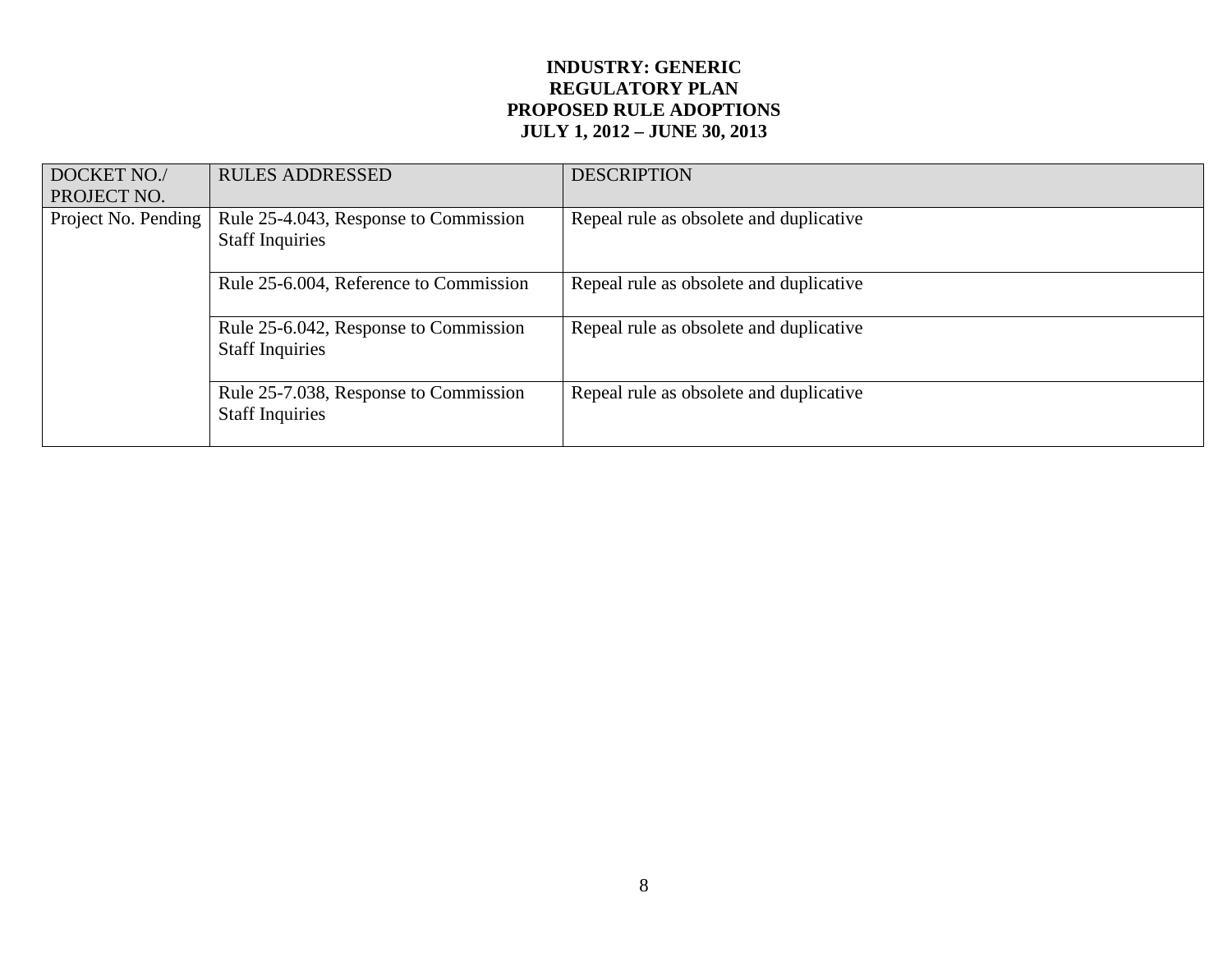**INDUSTRY: GENERIC**
**REGULATORY PLAN**
**PROPOSED RULE ADOPTIONS**
**JULY 1, 2012 – JUNE 30, 2013**

| DOCKET NO./ PROJECT NO. | RULES ADDRESSED | DESCRIPTION |
|---|---|---|
| Project No. Pending | Rule 25-4.043, Response to Commission Staff Inquiries | Repeal rule as obsolete and duplicative |
| | Rule 25-6.004, Reference to Commission | Repeal rule as obsolete and duplicative |
| | Rule 25-6.042, Response to Commission Staff Inquiries | Repeal rule as obsolete and duplicative |
| | Rule 25-7.038, Response to Commission Staff Inquiries | Repeal rule as obsolete and duplicative |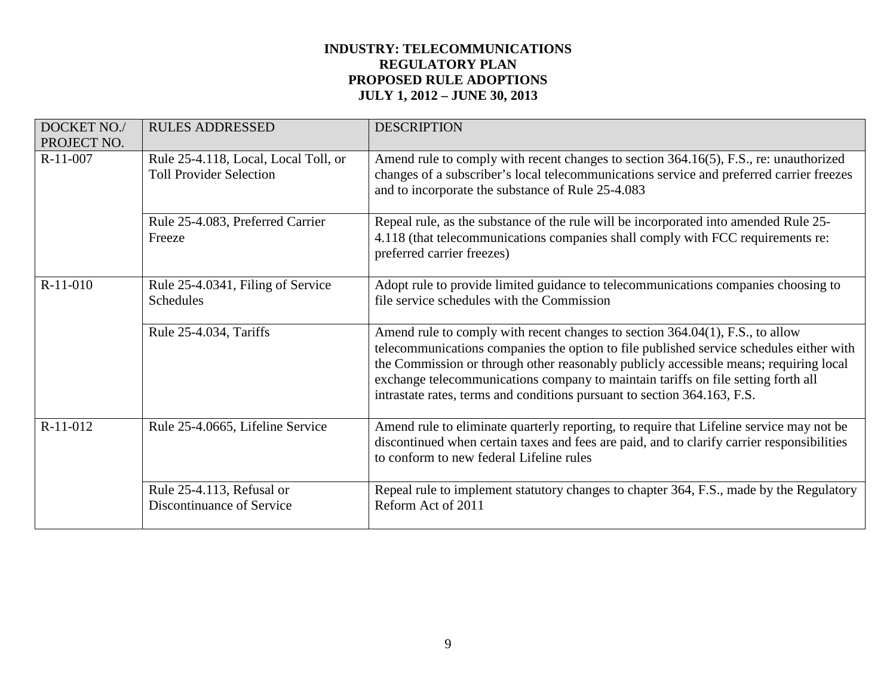**INDUSTRY: TELECOMMUNICATIONS**
**REGULATORY PLAN**
**PROPOSED RULE ADOPTIONS**
**JULY 1, 2012 – JUNE 30, 2013**

| DOCKET NO./ PROJECT NO. | RULES ADDRESSED | DESCRIPTION |
|---|---|---|
| R-11-007 | Rule 25-4.118, Local, Local Toll, or Toll Provider Selection | Amend rule to comply with recent changes to section 364.16(5), F.S., re: unauthorized changes of a subscriber's local telecommunications service and preferred carrier freezes and to incorporate the substance of Rule 25-4.083 |
| | Rule 25-4.083, Preferred Carrier Freeze | Repeal rule, as the substance of the rule will be incorporated into amended Rule 25-4.118 (that telecommunications companies shall comply with FCC requirements re: preferred carrier freezes) |
| R-11-010 | Rule 25-4.0341, Filing of Service Schedules | Adopt rule to provide limited guidance to telecommunications companies choosing to file service schedules with the Commission |
| | Rule 25-4.034, Tariffs | Amend rule to comply with recent changes to section 364.04(1), F.S., to allow telecommunications companies the option to file published service schedules either with the Commission or through other reasonably publicly accessible means; requiring local exchange telecommunications company to maintain tariffs on file setting forth all intrastate rates, terms and conditions pursuant to section 364.163, F.S. |
| R-11-012 | Rule 25-4.0665, Lifeline Service | Amend rule to eliminate quarterly reporting, to require that Lifeline service may not be discontinued when certain taxes and fees are paid, and to clarify carrier responsibilities to conform to new federal Lifeline rules |
| | Rule 25-4.113, Refusal or Discontinuance of Service | Repeal rule to implement statutory changes to chapter 364, F.S., made by the Regulatory Reform Act of 2011 |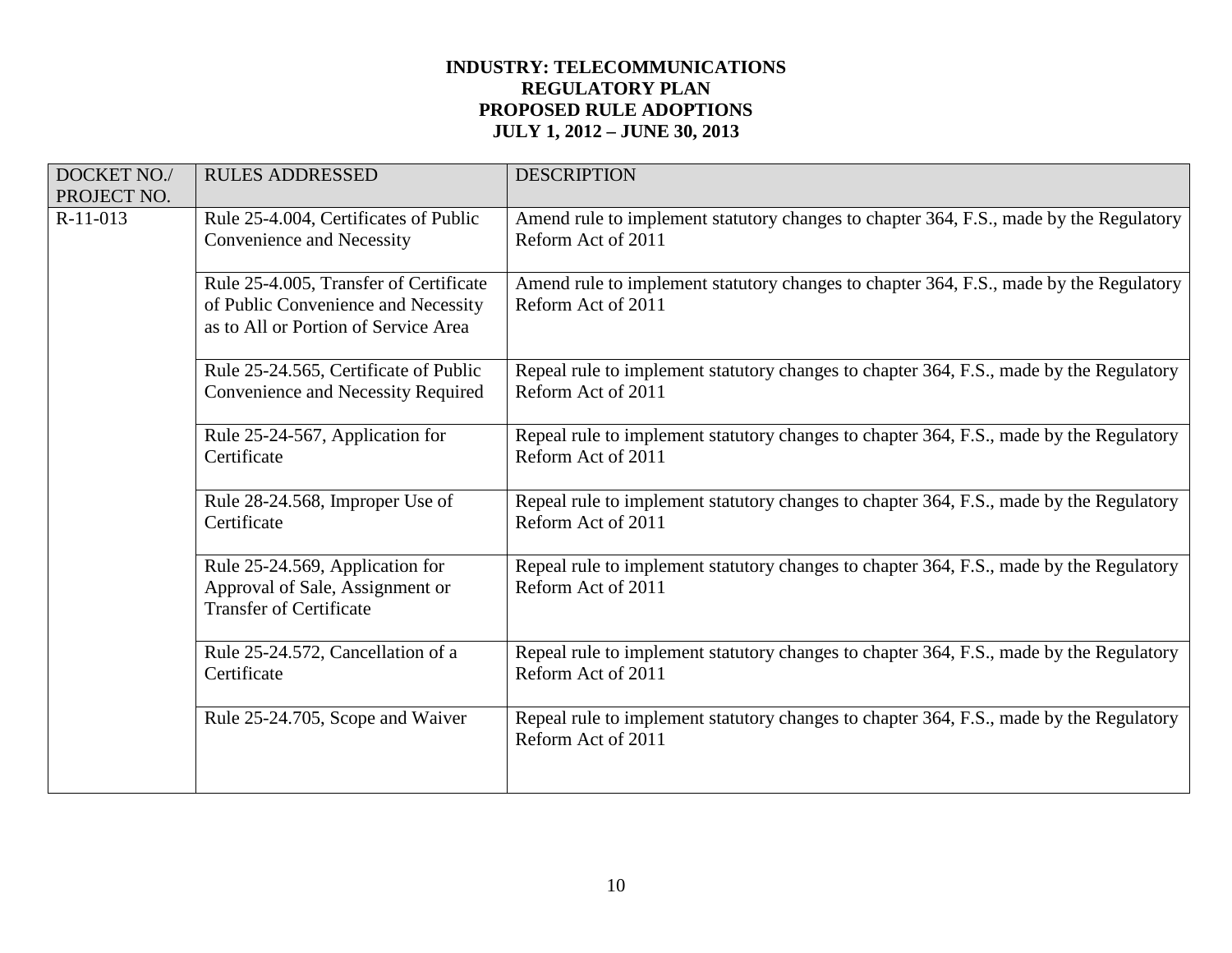**INDUSTRY: TELECOMMUNICATIONS**
**REGULATORY PLAN**
**PROPOSED RULE ADOPTIONS**
**JULY 1, 2012 – JUNE 30, 2013**

| DOCKET NO./ PROJECT NO. | RULES ADDRESSED | DESCRIPTION |
|---|---|---|
| R-11-013 | Rule 25-4.004, Certificates of Public Convenience and Necessity | Amend rule to implement statutory changes to chapter 364, F.S., made by the Regulatory Reform Act of 2011 |
| | Rule 25-4.005, Transfer of Certificate of Public Convenience and Necessity as to All or Portion of Service Area | Amend rule to implement statutory changes to chapter 364, F.S., made by the Regulatory Reform Act of 2011 |
| | Rule 25-24.565, Certificate of Public Convenience and Necessity Required | Repeal rule to implement statutory changes to chapter 364, F.S., made by the Regulatory Reform Act of 2011 |
| | Rule 25-24-567, Application for Certificate | Repeal rule to implement statutory changes to chapter 364, F.S., made by the Regulatory Reform Act of 2011 |
| | Rule 28-24.568, Improper Use of Certificate | Repeal rule to implement statutory changes to chapter 364, F.S., made by the Regulatory Reform Act of 2011 |
| | Rule 25-24.569, Application for Approval of Sale, Assignment or Transfer of Certificate | Repeal rule to implement statutory changes to chapter 364, F.S., made by the Regulatory Reform Act of 2011 |
| | Rule 25-24.572, Cancellation of a Certificate | Repeal rule to implement statutory changes to chapter 364, F.S., made by the Regulatory Reform Act of 2011 |
| | Rule 25-24.705, Scope and Waiver | Repeal rule to implement statutory changes to chapter 364, F.S., made by the Regulatory Reform Act of 2011 |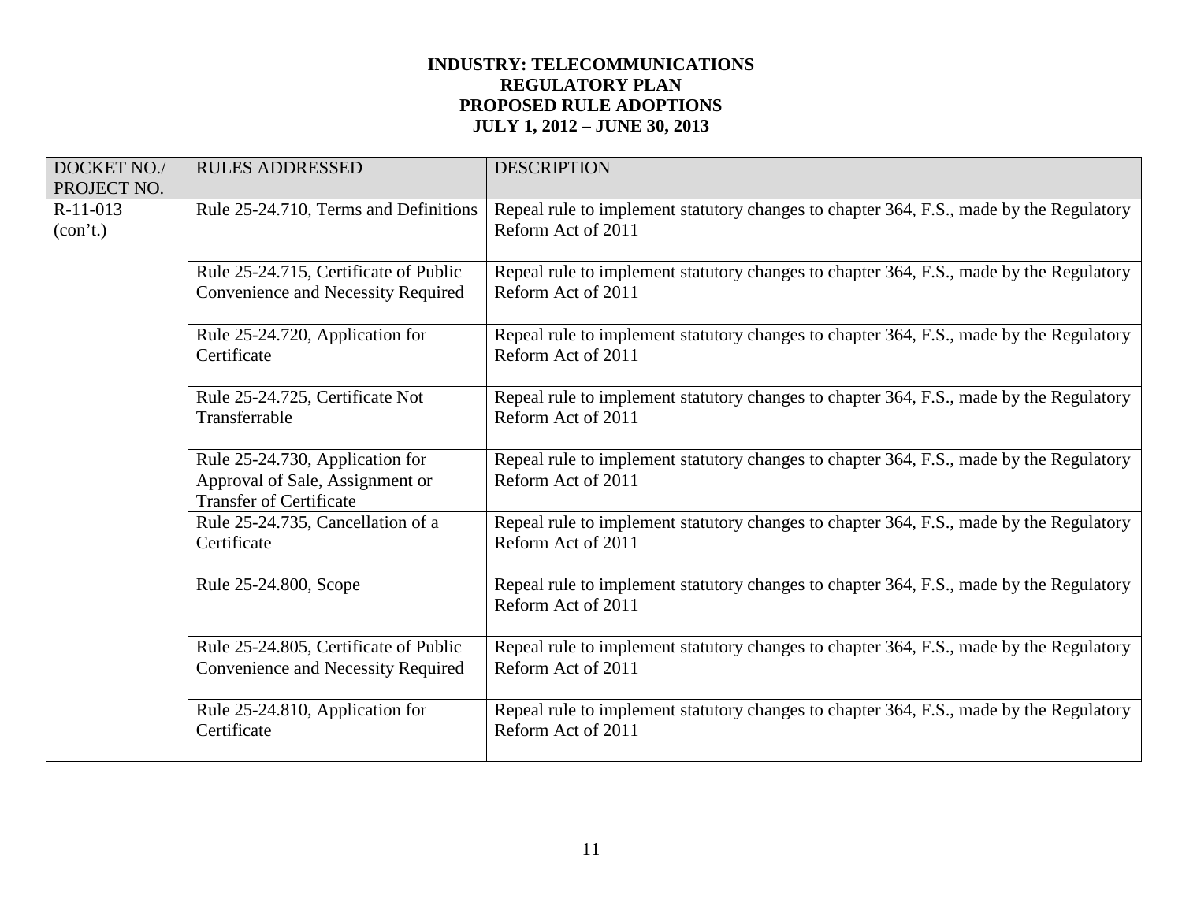**INDUSTRY: TELECOMMUNICATIONS**
**REGULATORY PLAN**
**PROPOSED RULE ADOPTIONS**
**JULY 1, 2012 – JUNE 30, 2013**

| DOCKET NO./ PROJECT NO. | RULES ADDRESSED | DESCRIPTION |
|---|---|---|
| R-11-013 (con't.) | Rule 25-24.710, Terms and Definitions | Repeal rule to implement statutory changes to chapter 364, F.S., made by the Regulatory Reform Act of 2011 |
| | Rule 25-24.715, Certificate of Public Convenience and Necessity Required | Repeal rule to implement statutory changes to chapter 364, F.S., made by the Regulatory Reform Act of 2011 |
| | Rule 25-24.720, Application for Certificate | Repeal rule to implement statutory changes to chapter 364, F.S., made by the Regulatory Reform Act of 2011 |
| | Rule 25-24.725, Certificate Not Transferrable | Repeal rule to implement statutory changes to chapter 364, F.S., made by the Regulatory Reform Act of 2011 |
| | Rule 25-24.730, Application for Approval of Sale, Assignment or Transfer of Certificate | Repeal rule to implement statutory changes to chapter 364, F.S., made by the Regulatory Reform Act of 2011 |
| | Rule 25-24.735, Cancellation of a Certificate | Repeal rule to implement statutory changes to chapter 364, F.S., made by the Regulatory Reform Act of 2011 |
| | Rule 25-24.800, Scope | Repeal rule to implement statutory changes to chapter 364, F.S., made by the Regulatory Reform Act of 2011 |
| | Rule 25-24.805, Certificate of Public Convenience and Necessity Required | Repeal rule to implement statutory changes to chapter 364, F.S., made by the Regulatory Reform Act of 2011 |
| | Rule 25-24.810, Application for Certificate | Repeal rule to implement statutory changes to chapter 364, F.S., made by the Regulatory Reform Act of 2011 |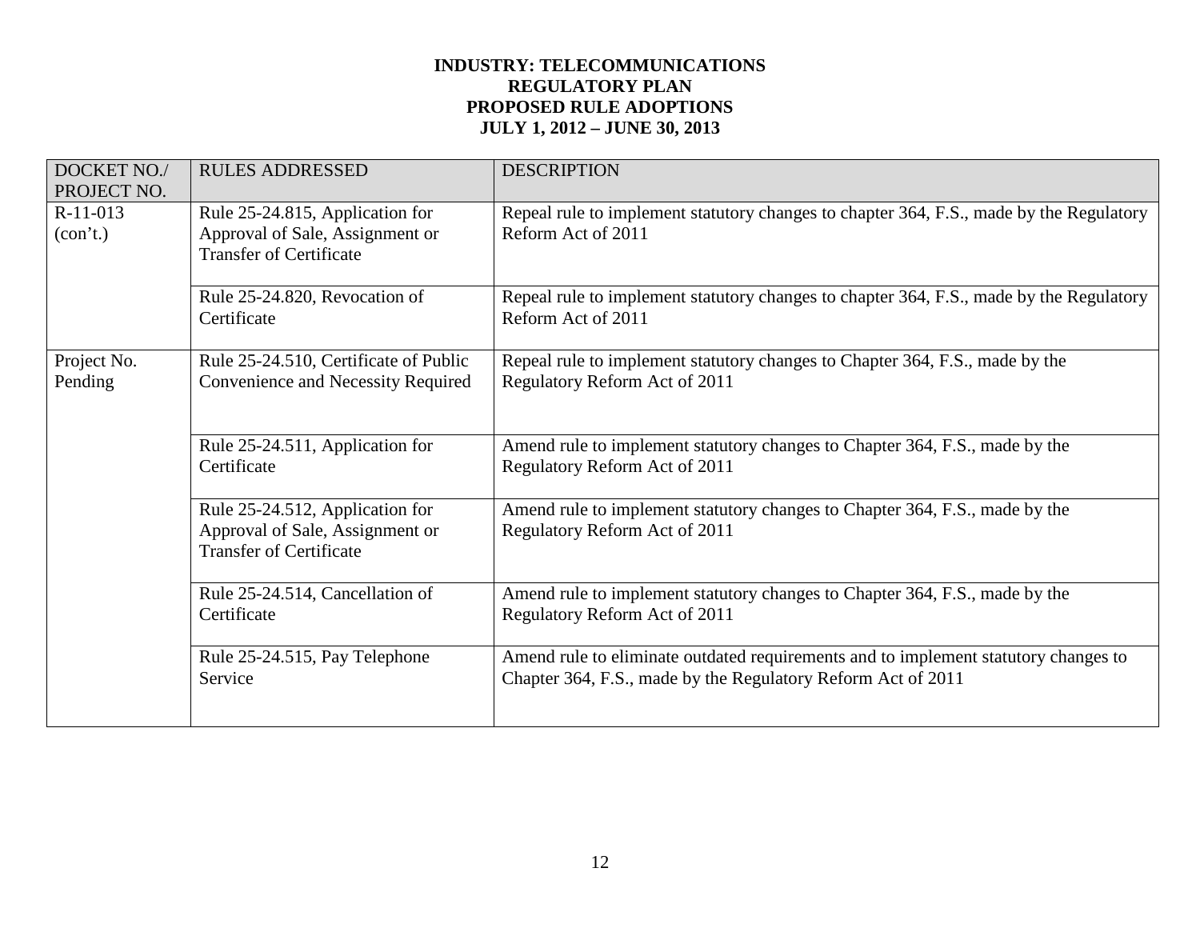**INDUSTRY: TELECOMMUNICATIONS**
**REGULATORY PLAN**
**PROPOSED RULE ADOPTIONS**
**JULY 1, 2012 – JUNE 30, 2013**

| DOCKET NO./ PROJECT NO. | RULES ADDRESSED | DESCRIPTION |
|---|---|---|
| R-11-013 (con't.) | Rule 25-24.815, Application for Approval of Sale, Assignment or Transfer of Certificate | Repeal rule to implement statutory changes to chapter 364, F.S., made by the Regulatory Reform Act of 2011 |
| | Rule 25-24.820, Revocation of Certificate | Repeal rule to implement statutory changes to chapter 364, F.S., made by the Regulatory Reform Act of 2011 |
| Project No. Pending | Rule 25-24.510, Certificate of Public Convenience and Necessity Required | Repeal rule to implement statutory changes to Chapter 364, F.S., made by the Regulatory Reform Act of 2011 |
| | Rule 25-24.511, Application for Certificate | Amend rule to implement statutory changes to Chapter 364, F.S., made by the Regulatory Reform Act of 2011 |
| | Rule 25-24.512, Application for Approval of Sale, Assignment or Transfer of Certificate | Amend rule to implement statutory changes to Chapter 364, F.S., made by the Regulatory Reform Act of 2011 |
| | Rule 25-24.514, Cancellation of Certificate | Amend rule to implement statutory changes to Chapter 364, F.S., made by the Regulatory Reform Act of 2011 |
| | Rule 25-24.515, Pay Telephone Service | Amend rule to eliminate outdated requirements and to implement statutory changes to Chapter 364, F.S., made by the Regulatory Reform Act of 2011 |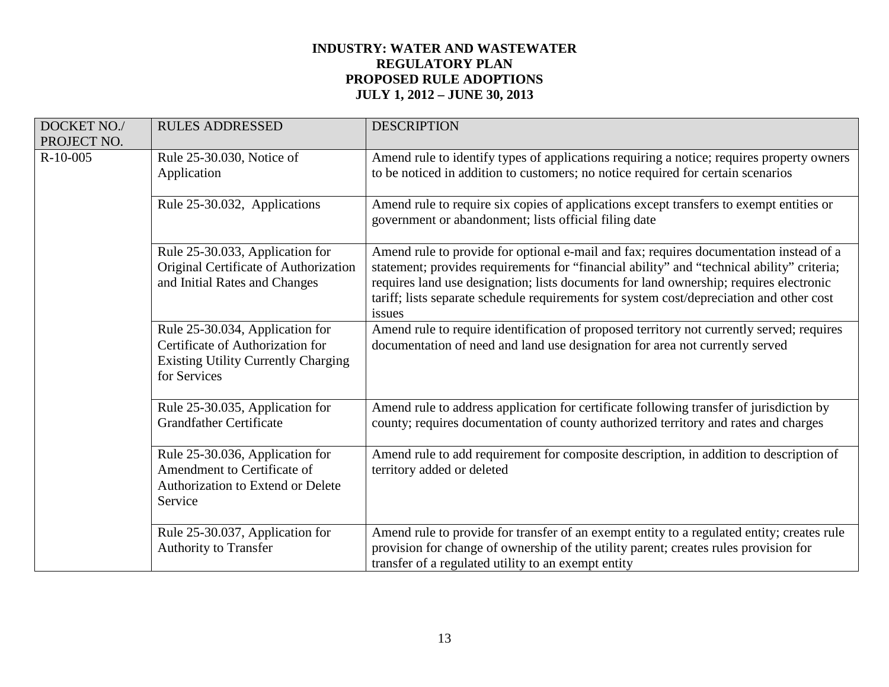**INDUSTRY: WATER AND WASTEWATER**
**REGULATORY PLAN**
**PROPOSED RULE ADOPTIONS**
**JULY 1, 2012 – JUNE 30, 2013**

| DOCKET NO./ PROJECT NO. | RULES ADDRESSED | DESCRIPTION |
|---|---|---|
| R-10-005 | Rule 25-30.030, Notice of Application | Amend rule to identify types of applications requiring a notice; requires property owners to be noticed in addition to customers; no notice required for certain scenarios |
| | Rule 25-30.032, Applications | Amend rule to require six copies of applications except transfers to exempt entities or government or abandonment; lists official filing date |
| | Rule 25-30.033, Application for Original Certificate of Authorization and Initial Rates and Changes | Amend rule to provide for optional e-mail and fax; requires documentation instead of a statement; provides requirements for "financial ability" and "technical ability" criteria; requires land use designation; lists documents for land ownership; requires electronic tariff; lists separate schedule requirements for system cost/depreciation and other cost issues |
| | Rule 25-30.034, Application for Certificate of Authorization for Existing Utility Currently Charging for Services | Amend rule to require identification of proposed territory not currently served; requires documentation of need and land use designation for area not currently served |
| | Rule 25-30.035, Application for Grandfather Certificate | Amend rule to address application for certificate following transfer of jurisdiction by county; requires documentation of county authorized territory and rates and charges |
| | Rule 25-30.036, Application for Amendment to Certificate of Authorization to Extend or Delete Service | Amend rule to add requirement for composite description, in addition to description of territory added or deleted |
| | Rule 25-30.037, Application for Authority to Transfer | Amend rule to provide for transfer of an exempt entity to a regulated entity; creates rule provision for change of ownership of the utility parent; creates rules provision for transfer of a regulated utility to an exempt entity |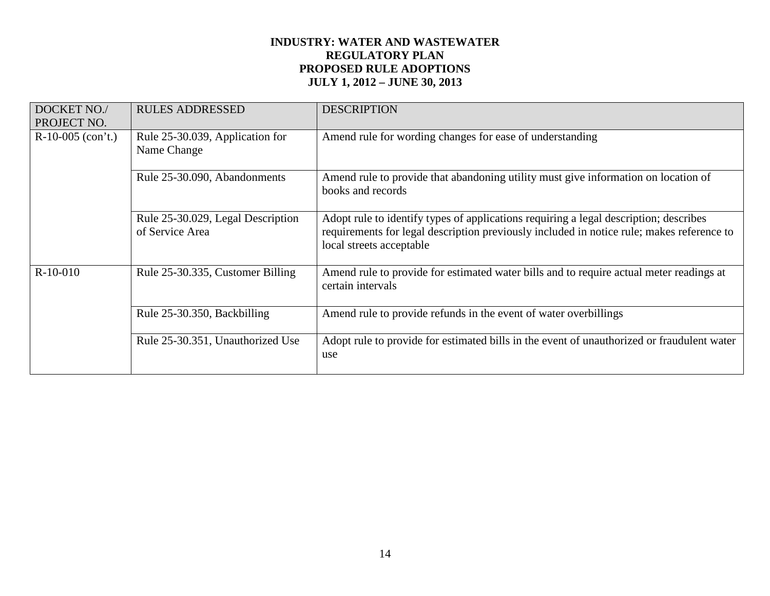**INDUSTRY: WATER AND WASTEWATER**
**REGULATORY PLAN**
**PROPOSED RULE ADOPTIONS**
**JULY 1, 2012 – JUNE 30, 2013**

| DOCKET NO./ PROJECT NO. | RULES ADDRESSED | DESCRIPTION |
|---|---|---|
| R-10-005 (con't.) | Rule 25-30.039, Application for Name Change | Amend rule for wording changes for ease of understanding |
| | Rule 25-30.090, Abandonments | Amend rule to provide that abandoning utility must give information on location of books and records |
| | Rule 25-30.029, Legal Description of Service Area | Adopt rule to identify types of applications requiring a legal description; describes requirements for legal description previously included in notice rule; makes reference to local streets acceptable |
| R-10-010 | Rule 25-30.335, Customer Billing | Amend rule to provide for estimated water bills and to require actual meter readings at certain intervals |
| | Rule 25-30.350, Backbilling | Amend rule to provide refunds in the event of water overbillings |
| | Rule 25-30.351, Unauthorized Use | Adopt rule to provide for estimated bills in the event of unauthorized or fraudulent water use |